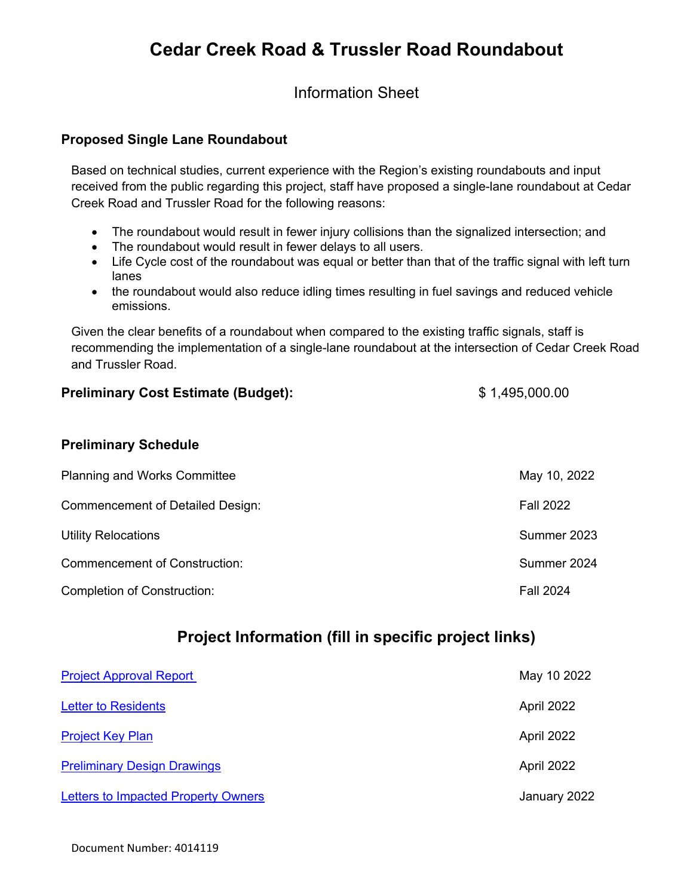# Cedar Creek Road & Trussler Road Roundabout

Information Sheet

### Proposed Single Lane Roundabout

Based on technical studies, current experience with the Region's existing roundabouts and input received from the public regarding this project, staff have proposed a single-lane roundabout at Cedar Creek Road and Trussler Road for the following reasons:

- The roundabout would result in fewer injury collisions than the signalized intersection; and
- The roundabout would result in fewer delays to all users.
- Life Cycle cost of the roundabout was equal or better than that of the traffic signal with left turn lanes
- the roundabout would also reduce idling times resulting in fuel savings and reduced vehicle emissions.

Given the clear benefits of a roundabout when compared to the existing traffic signals, staff is recommending the implementation of a single-lane roundabout at the intersection of Cedar Creek Road and Trussler Road.

**Preliminary Cost Estimate (Budget):** $ 1,495,000.00

### Preliminary Schedule

| | |
|---|---|
| Planning and Works Committee | May 10, 2022 |
| Commencement of Detailed Design: | Fall 2022 |
| Utility Relocations | Summer 2023 |
| Commencement of Construction: | Summer 2024 |
| Completion of Construction: | Fall 2024 |

## Project Information (fill in specific project links)

| | |
|---|---|
| Project Approval Report | May 10 2022 |
| Letter to Residents | April 2022 |
| Project Key Plan | April 2022 |
| Preliminary Design Drawings | April 2022 |
| Letters to Impacted Property Owners | January 2022 |

Document Number: 4014119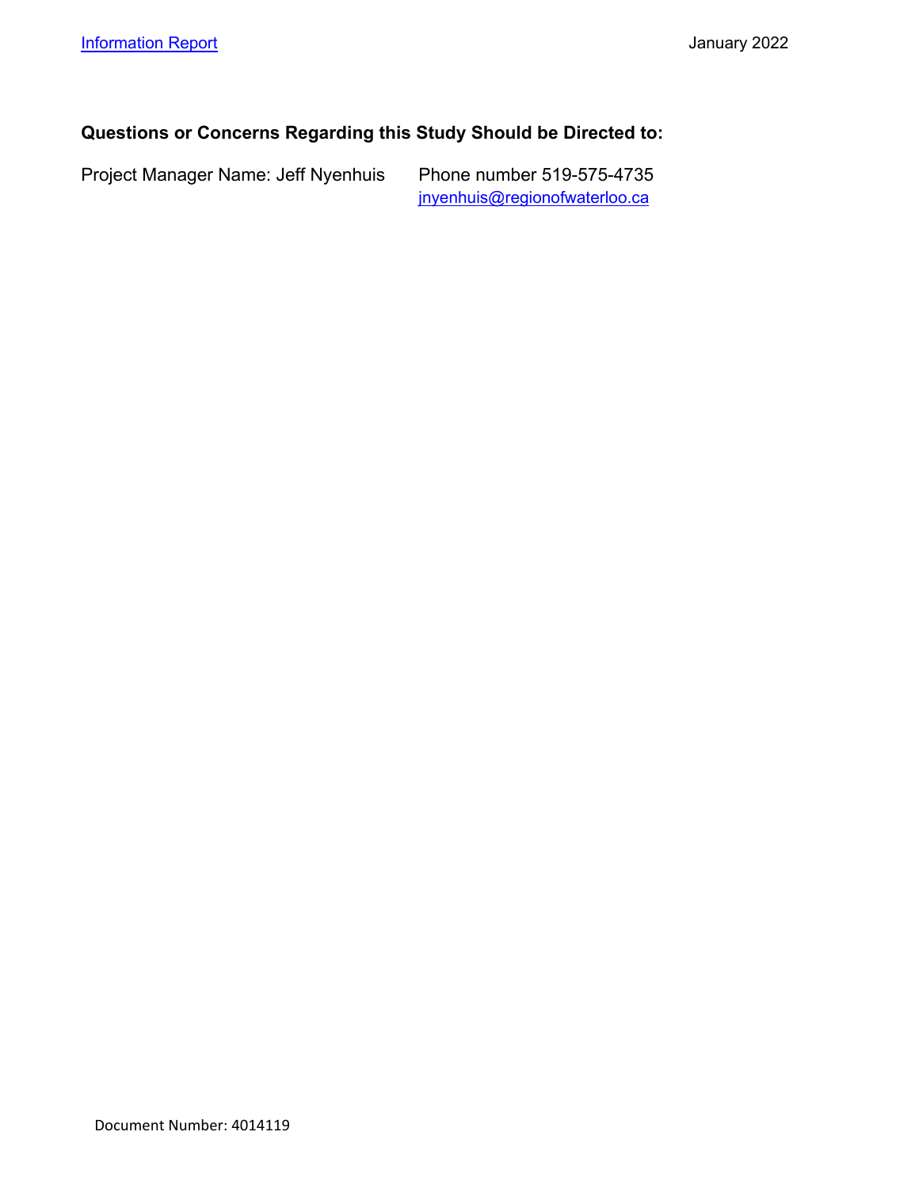**Questions or Concerns Regarding this Study Should be Directed to:**

Project Manager Name: Jeff Nyenhuis

Phone number 519-575-4735
jnyenhuis@regionofwaterloo.ca

Document Number: 4014119